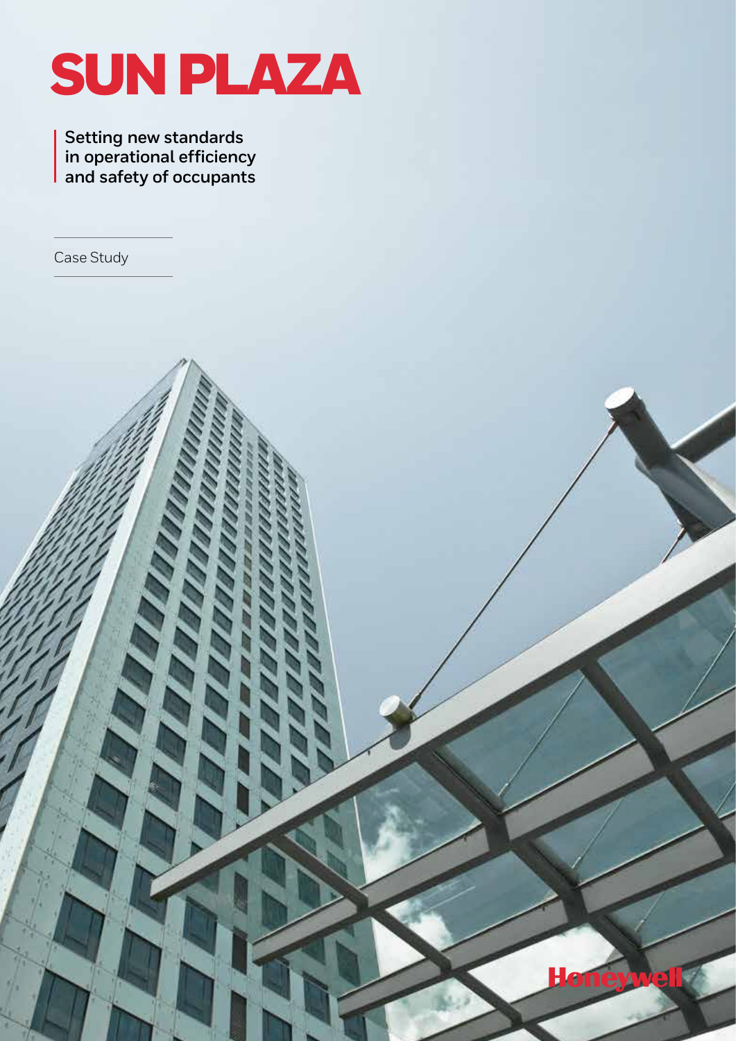# SUN PLAZA

Setting new standards in operational efficiency and safety of occupants

Case Study

Honeywell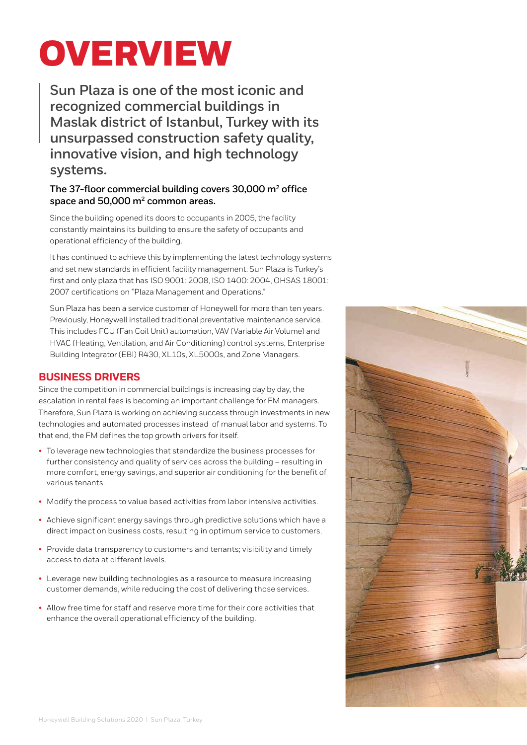# OVERVIEW

**Sun Plaza is one of the most iconic and recognized commercial buildings in Maslak district of Istanbul, Turkey with its unsurpassed construction safety quality, innovative vision, and high technology systems.**

**The 37-floor commercial building covers 30,000 $m^2$ office space and 50,000 $m^2$ common areas.**

Since the building opened its doors to occupants in 2005, the facility constantly maintains its building to ensure the safety of occupants and operational efficiency of the building.

It has continued to achieve this by implementing the latest technology systems and set new standards in efficient facility management. Sun Plaza is Turkey's first and only plaza that has ISO 9001: 2008, ISO 1400: 2004, OHSAS 18001: 2007 certifications on "Plaza Management and Operations."

Sun Plaza has been a service customer of Honeywell for more than ten years. Previously, Honeywell installed traditional preventative maintenance service. This includes FCU (Fan Coil Unit) automation, VAV (Variable Air Volume) and HVAC (Heating, Ventilation, and Air Conditioning) control systems, Enterprise Building Integrator (EBI) R430, XL10s, XL5000s, and Zone Managers.

## BUSINESS DRIVERS

Since the competition in commercial buildings is increasing day by day, the escalation in rental fees is becoming an important challenge for FM managers. Therefore, Sun Plaza is working on achieving success through investments in new technologies and automated processes instead of manual labor and systems. To that end, the FM defines the top growth drivers for itself.

- To leverage new technologies that standardize the business processes for further consistency and quality of services across the building – resulting in more comfort, energy savings, and superior air conditioning for the benefit of various tenants.
- Modify the process to value based activities from labor intensive activities.
- Achieve significant energy savings through predictive solutions which have a direct impact on business costs, resulting in optimum service to customers.
- Provide data transparency to customers and tenants; visibility and timely access to data at different levels.
- Leverage new building technologies as a resource to measure increasing customer demands, while reducing the cost of delivering those services.
- Allow free time for staff and reserve more time for their core activities that enhance the overall operational efficiency of the building.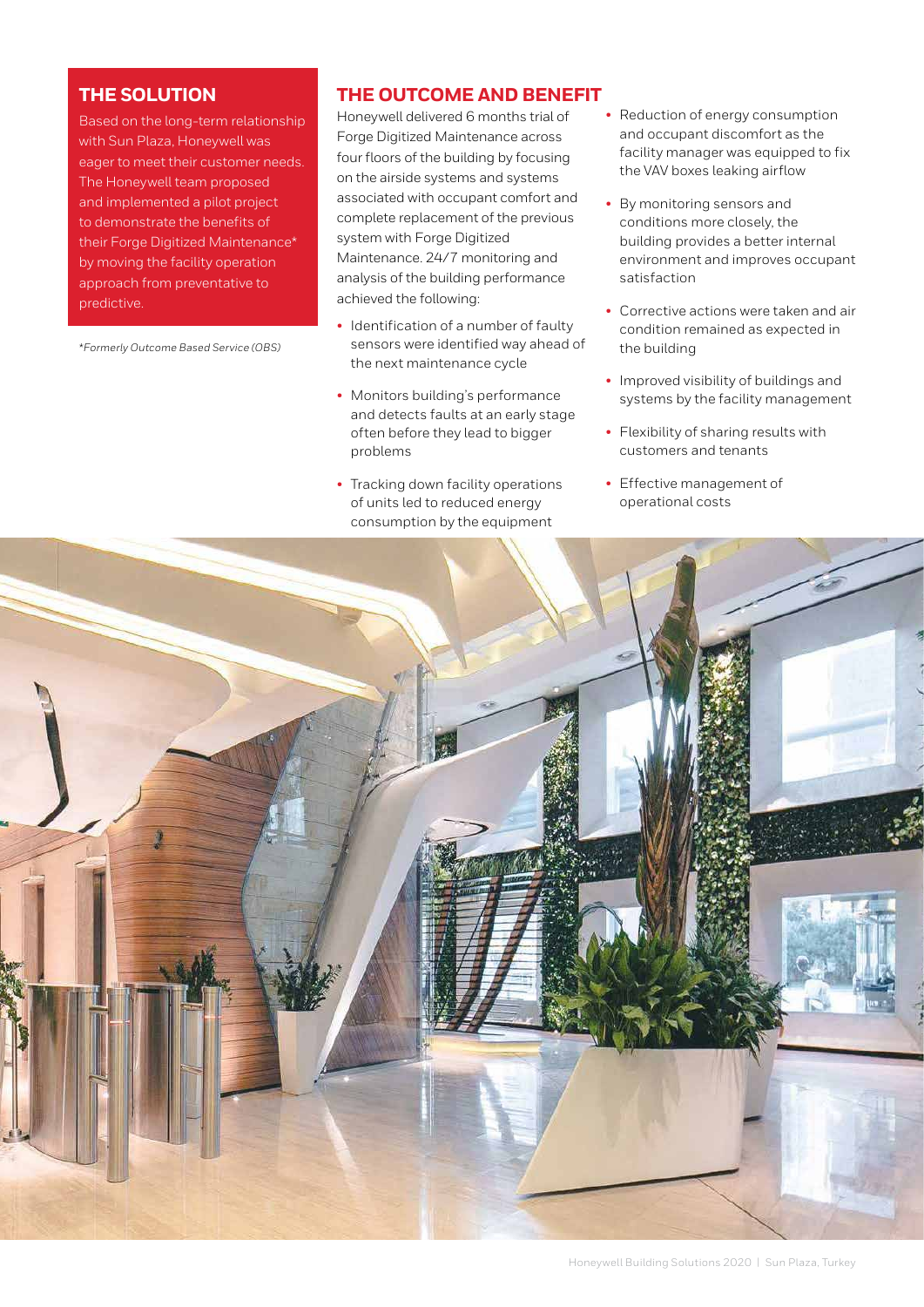## THE SOLUTION

Based on the long-term relationship with Sun Plaza, Honeywell was eager to meet their customer needs. The Honeywell team proposed and implemented a pilot project to demonstrate the benefits of their Forge Digitized Maintenance* by moving the facility operation approach from preventative to predictive.

*\*Formerly Outcome Based Service (OBS)*

## THE OUTCOME AND BENEFIT

Honeywell delivered 6 months trial of Forge Digitized Maintenance across four floors of the building by focusing on the airside systems and systems associated with occupant comfort and complete replacement of the previous system with Forge Digitized Maintenance. 24/7 monitoring and analysis of the building performance achieved the following:

- Identification of a number of faulty sensors were identified way ahead of the next maintenance cycle
- Monitors building's performance and detects faults at an early stage often before they lead to bigger problems
- Tracking down facility operations of units led to reduced energy consumption by the equipment
- Reduction of energy consumption and occupant discomfort as the facility manager was equipped to fix the VAV boxes leaking airflow
- By monitoring sensors and conditions more closely, the building provides a better internal environment and improves occupant satisfaction
- Corrective actions were taken and air condition remained as expected in the building
- Improved visibility of buildings and systems by the facility management
- Flexibility of sharing results with customers and tenants
- Effective management of operational costs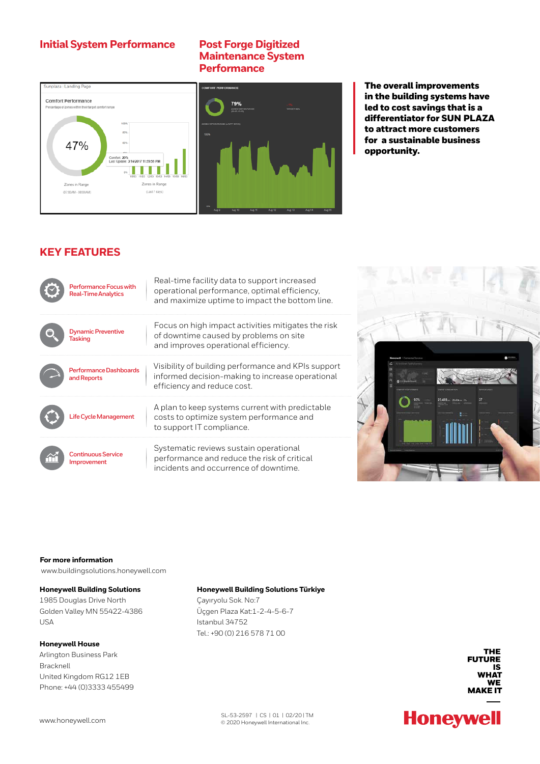## Initial System Performance

## Post Forge Digitized Maintenance System Performance

Sunplaza | Landing Page

Comfort Performance

Percentage of zones within their target comfort range

47%

Zones in Range

(07:00AM - 08:00AM)

Comfort: 29%
Last Update: 3/14/2017 11:39:59 PM

Zones in Range

(Last 7 days)

COMFORT PERFORMANCE

79%

**The overall improvements in the building systems have led to cost savings that is a differentiator for SUN PLAZA to attract more customers for a sustainable business opportunity.**

## KEY FEATURES

| | |
|---|---|
| Performance Focus with Real-Time Analytics | Real-time facility data to support increased operational performance, optimal efficiency, and maximize uptime to impact the bottom line. |
| Dynamic Preventive Tasking | Focus on high impact activities mitigates the risk of downtime caused by problems on site and improves operational efficiency. |
| Performance Dashboards and Reports | Visibility of building performance and KPIs support informed decision-making to increase operational efficiency and reduce cost. |
| Life Cycle Management | A plan to keep systems current with predictable costs to optimize system performance and to support IT compliance. |
| Continuous Service Improvement | Systematic reviews sustain operational performance and reduce the risk of critical incidents and occurrence of downtime. |

**For more information**

www.buildingsolutions.honeywell.com

**Honeywell Building Solutions**
1985 Douglas Drive North
Golden Valley MN 55422-4386
USA

**Honeywell House**
Arlington Business Park
Bracknell
United Kingdom RG12 1EB
Phone: +44 (0)3333 455499

**Honeywell Building Solutions Türkiye**
Çayıryolu Sok. No:7
Üçgen Plaza Kat:1-2-4-5-6-7
Istanbul 34752
Tel.: +90 (0) 216 578 71 00

**THE FUTURE IS WHAT WE MAKE IT**

**Honeywell**

www.honeywell.com

SL-53-2597 | CS | 01 | 02/20 | TM
© 2020 Honeywell International Inc.